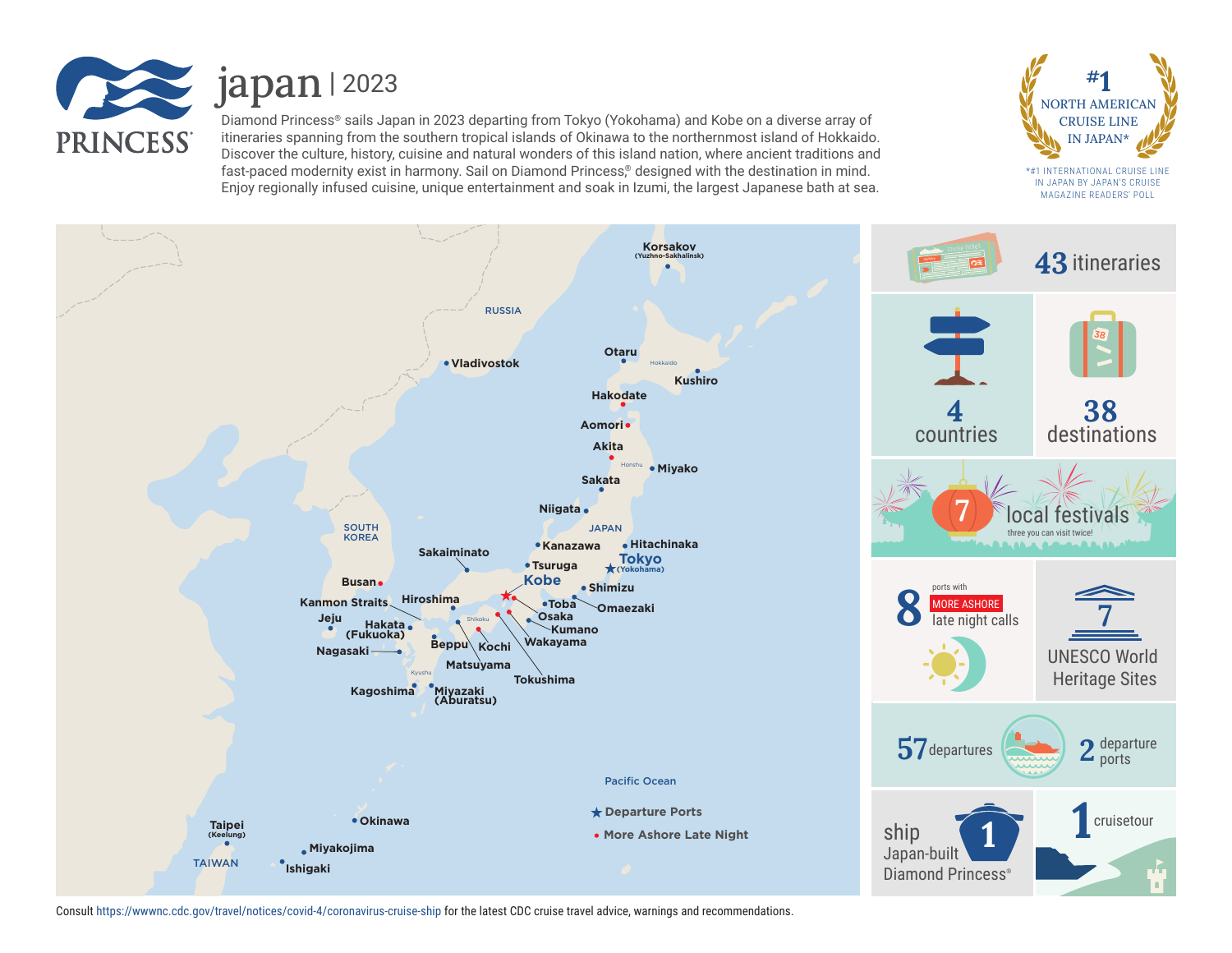# japan | 2023

Diamond Princess® sails Japan in 2023 departing from Tokyo (Yokohama) and Kobe on a diverse array of itineraries spanning from the southern tropical islands of Okinawa to the northernmost island of Hokkaido. Discover the culture, history, cuisine and natural wonders of this island nation, where ancient traditions and fast-paced modernity exist in harmony. Sail on Diamond Princess,® designed with the destination in mind. Enjoy regionally infused cuisine, unique entertainment and soak in Izumi, the largest Japanese bath at sea.

**#1 NORTH AMERICAN CRUISE LINE IN JAPAN***

*#1 INTERNATIONAL CRUISE LINE IN JAPAN BY JAPAN'S CRUISE MAGAZINE READERS' POLL

Korsakov (Yuzhno-Sakhalinsk), Vladivostok, Otaru, Kushiro, Hakodate, Aomori, Akita, Miyako, Sakata, Niigata, Kanazawa, Hitachinaka, Tokyo (Yokohama), Sakaiminato, Tsuruga, Kobe, Shimizu, Busan, Kanmon Straits, Hiroshima, Toba, Omaezaki, Osaka, Jeju, Hakata (Fukuoka), Kumano, Wakayama, Beppu, Kochi, Nagasaki, Matsuyama, Tokushima, Kagoshima, Miyazaki (Aburatsu), Okinawa, Taipei (Keelung), Miyakojima, Ishigaki

RUSSIA, SOUTH KOREA, JAPAN, TAIWAN, Hokkaido, Honshu, Shikoku, Kyushu, Pacific Ocean

★ Departure Ports

● More Ashore Late Night

**43** itineraries

**4** countries

**38** destinations

**7** local festivals — three you can visit twice!

**8** ports with MORE ASHORE late night calls

**7** UNESCO World Heritage Sites

**57** departures

**2** departure ports

**1** ship — Japan-built Diamond Princess®

**1** cruisetour

Consult https://wwwnc.cdc.gov/travel/notices/covid-4/coronavirus-cruise-ship for the latest CDC cruise travel advice, warnings and recommendations.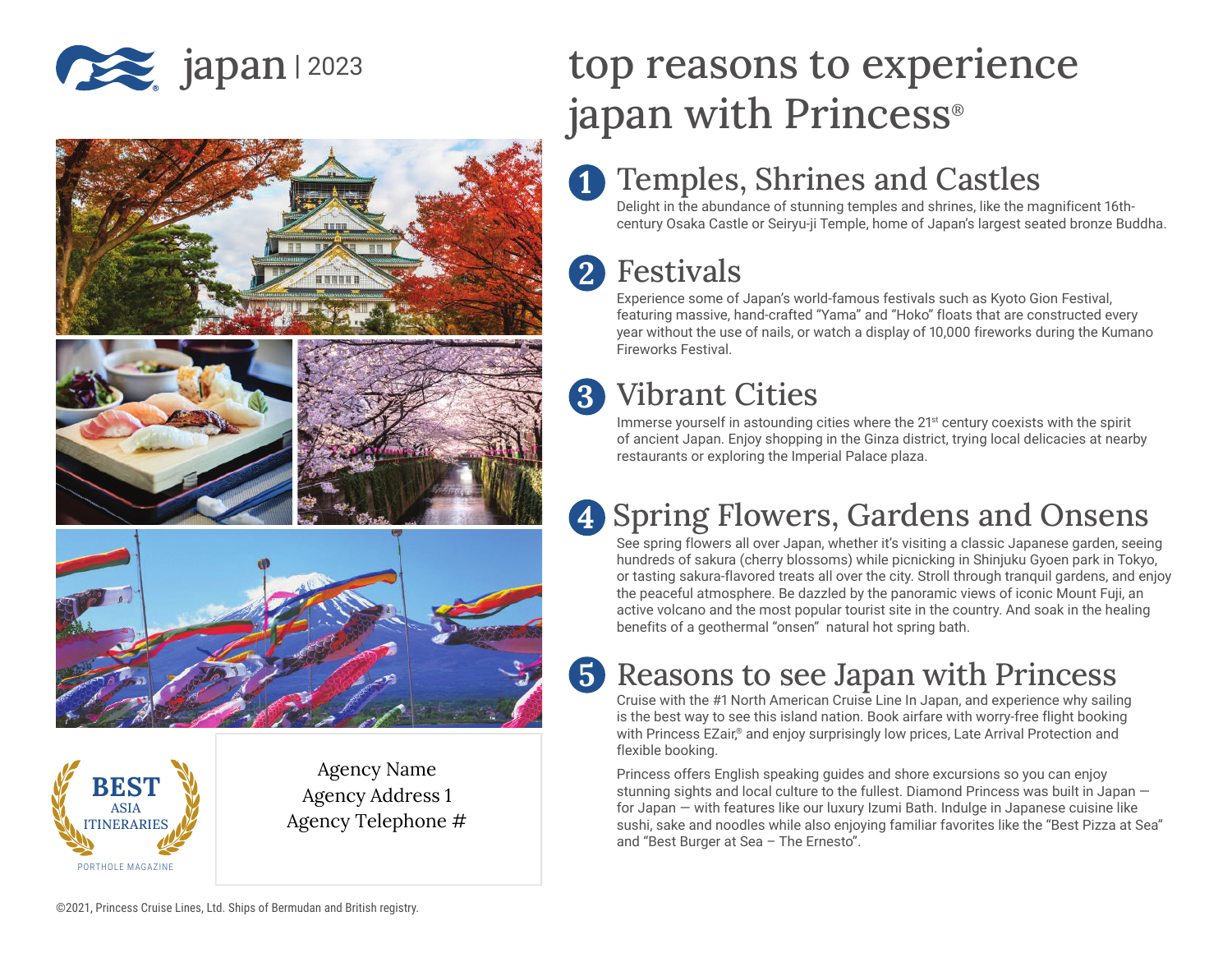# japan | 2023

BEST
ASIA
ITINERARIES
PORTHOLE MAGAZINE

Agency Name
Agency Address 1
Agency Telephone #

# top reasons to experience japan with Princess®

## 1 Temples, Shrines and Castles

Delight in the abundance of stunning temples and shrines, like the magnificent 16th-century Osaka Castle or Seiryu-ji Temple, home of Japan's largest seated bronze Buddha.

## 2 Festivals

Experience some of Japan's world-famous festivals such as Kyoto Gion Festival, featuring massive, hand-crafted "Yama" and "Hoko" floats that are constructed every year without the use of nails, or watch a display of 10,000 fireworks during the Kumano Fireworks Festival.

## 3 Vibrant Cities

Immerse yourself in astounding cities where the 21st century coexists with the spirit of ancient Japan. Enjoy shopping in the Ginza district, trying local delicacies at nearby restaurants or exploring the Imperial Palace plaza.

## 4 Spring Flowers, Gardens and Onsens

See spring flowers all over Japan, whether it's visiting a classic Japanese garden, seeing hundreds of sakura (cherry blossoms) while picnicking in Shinjuku Gyoen park in Tokyo, or tasting sakura-flavored treats all over the city. Stroll through tranquil gardens, and enjoy the peaceful atmosphere. Be dazzled by the panoramic views of iconic Mount Fuji, an active volcano and the most popular tourist site in the country. And soak in the healing benefits of a geothermal "onsen" natural hot spring bath.

## 5 Reasons to see Japan with Princess

Cruise with the #1 North American Cruise Line In Japan, and experience why sailing is the best way to see this island nation. Book airfare with worry-free flight booking with Princess EZair® and enjoy surprisingly low prices, Late Arrival Protection and flexible booking.

Princess offers English speaking guides and shore excursions so you can enjoy stunning sights and local culture to the fullest. Diamond Princess was built in Japan — for Japan — with features like our luxury Izumi Bath. Indulge in Japanese cuisine like sushi, sake and noodles while also enjoying familiar favorites like the "Best Pizza at Sea" and "Best Burger at Sea – The Ernesto".

©2021, Princess Cruise Lines, Ltd. Ships of Bermudan and British registry.